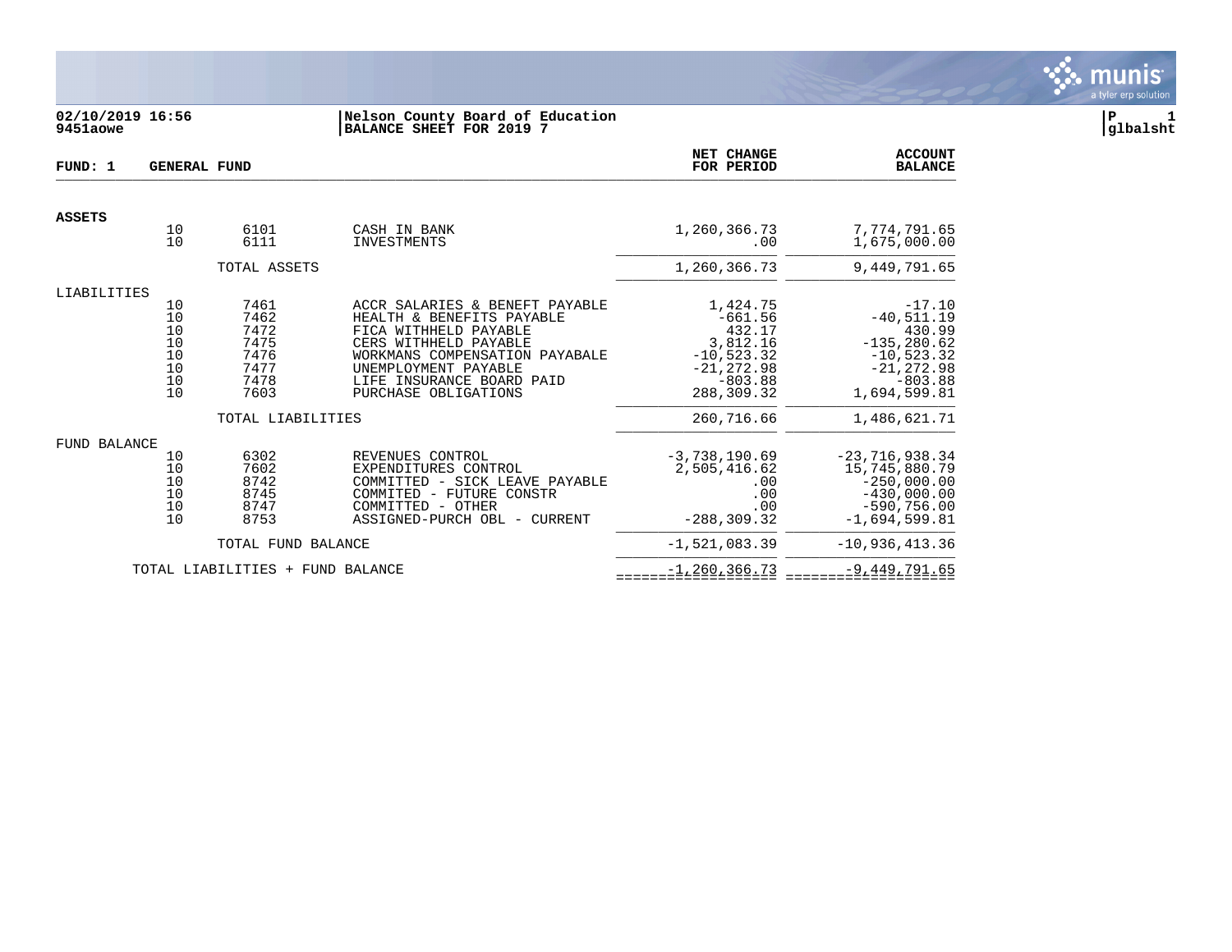**02/10/2019 16:56**
**9451aowe**

**Nelson County Board of Education**
**BALANCE SHEET FOR 2019 7**

**P 1**
**glbalsht**

| FUND: 1 | GENERAL FUND | | | NET CHANGE FOR PERIOD | ACCOUNT BALANCE |
|---|---|---|---|---|---|
| **ASSETS** | | | | | |
| | 10 | 6101 | CASH IN BANK | 1,260,366.73 | 7,774,791.65 |
| | 10 | 6111 | INVESTMENTS | .00 | 1,675,000.00 |
| | | TOTAL ASSETS | | 1,260,366.73 | 9,449,791.65 |
| LIABILITIES | | | | | |
| | 10 | 7461 | ACCR SALARIES & BENEFT PAYABLE | 1,424.75 | -17.10 |
| | 10 | 7462 | HEALTH & BENEFITS PAYABLE | -661.56 | -40,511.19 |
| | 10 | 7472 | FICA WITHHELD PAYABLE | 432.17 | 430.99 |
| | 10 | 7475 | CERS WITHHELD PAYABLE | 3,812.16 | -135,280.62 |
| | 10 | 7476 | WORKMANS COMPENSATION PAYABALE | -10,523.32 | -10,523.32 |
| | 10 | 7477 | UNEMPLOYMENT PAYABLE | -21,272.98 | -21,272.98 |
| | 10 | 7478 | LIFE INSURANCE BOARD PAID | -803.88 | -803.88 |
| | 10 | 7603 | PURCHASE OBLIGATIONS | 288,309.32 | 1,694,599.81 |
| | | TOTAL LIABILITIES | | 260,716.66 | 1,486,621.71 |
| FUND BALANCE | | | | | |
| | 10 | 6302 | REVENUES CONTROL | -3,738,190.69 | -23,716,938.34 |
| | 10 | 7602 | EXPENDITURES CONTROL | 2,505,416.62 | 15,745,880.79 |
| | 10 | 8742 | COMMITTED - SICK LEAVE PAYABLE | .00 | -250,000.00 |
| | 10 | 8745 | COMMITED - FUTURE CONSTR | .00 | -430,000.00 |
| | 10 | 8747 | COMMITTED - OTHER | .00 | -590,756.00 |
| | 10 | 8753 | ASSIGNED-PURCH OBL - CURRENT | -288,309.32 | -1,694,599.81 |
| | | TOTAL FUND BALANCE | | -1,521,083.39 | -10,936,413.36 |
| | TOTAL LIABILITIES + FUND BALANCE | | | -1,260,366.73 | -9,449,791.65 |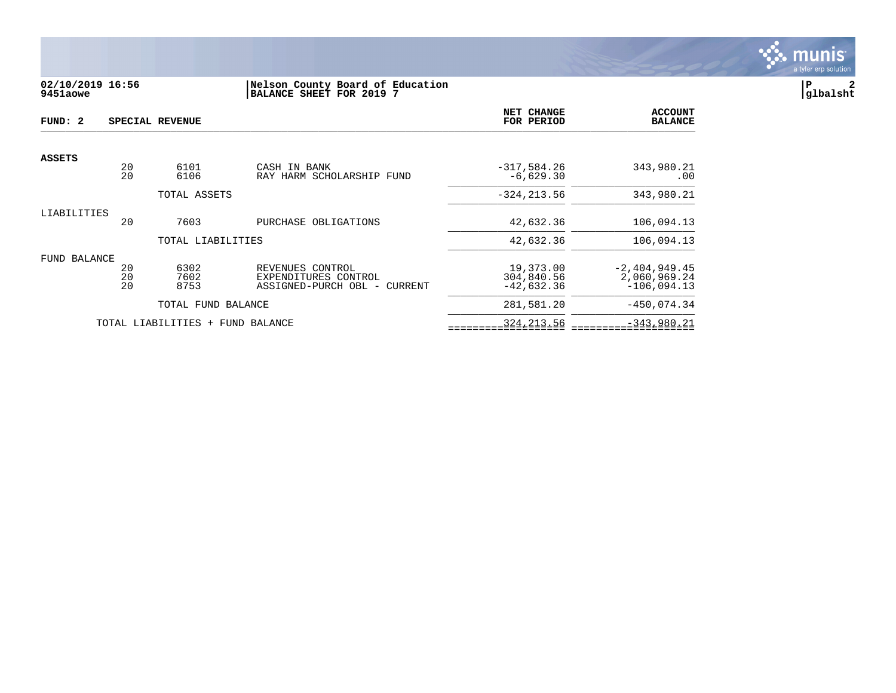02/10/2019 16:56
9451aowe

**Nelson County Board of Education**
**BALANCE SHEET FOR 2019 7**

**FUND: 2 SPECIAL REVENUE**

| | | | | NET CHANGE FOR PERIOD | ACCOUNT BALANCE |
|---|---|---|---|---|---|
| **ASSETS** | | | | | |
| | 20 | 6101 | CASH IN BANK | -317,584.26 | 343,980.21 |
| | 20 | 6106 | RAY HARM SCHOLARSHIP FUND | -6,629.30 | .00 |
| | | TOTAL ASSETS | | -324,213.56 | 343,980.21 |
| LIABILITIES | | | | | |
| | 20 | 7603 | PURCHASE OBLIGATIONS | 42,632.36 | 106,094.13 |
| | | TOTAL LIABILITIES | | 42,632.36 | 106,094.13 |
| FUND BALANCE | | | | | |
| | 20 | 6302 | REVENUES CONTROL | 19,373.00 | -2,404,949.45 |
| | 20 | 7602 | EXPENDITURES CONTROL | 304,840.56 | 2,060,969.24 |
| | 20 | 8753 | ASSIGNED-PURCH OBL - CURRENT | -42,632.36 | -106,094.13 |
| | | TOTAL FUND BALANCE | | 281,581.20 | -450,074.34 |
| | | TOTAL LIABILITIES + FUND BALANCE | | 324,213.56 | -343,980.21 |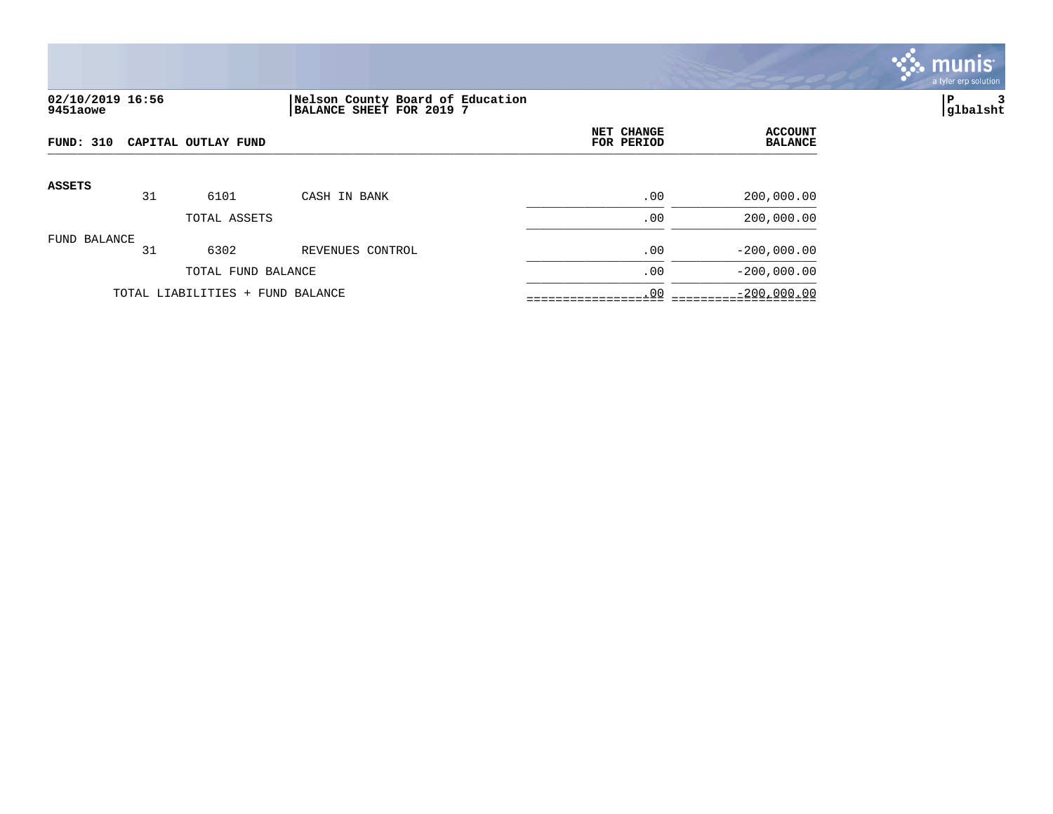**02/10/2019 16:56**
**9451aowe**

**Nelson County Board of Education**
**BALANCE SHEET FOR 2019 7**

| FUND: 310 CAPITAL OUTLAY FUND | | | | NET CHANGE FOR PERIOD | ACCOUNT BALANCE |
|---|---|---|---|---|---|
| **ASSETS** | | | | | |
| | 31 | 6101 | CASH IN BANK | .00 | 200,000.00 |
| | | TOTAL ASSETS | | .00 | 200,000.00 |
| FUND BALANCE | | | | | |
| | 31 | 6302 | REVENUES CONTROL | .00 | -200,000.00 |
| | | TOTAL FUND BALANCE | | .00 | -200,000.00 |
| TOTAL LIABILITIES + FUND BALANCE | | | | .00 | -200,000.00 |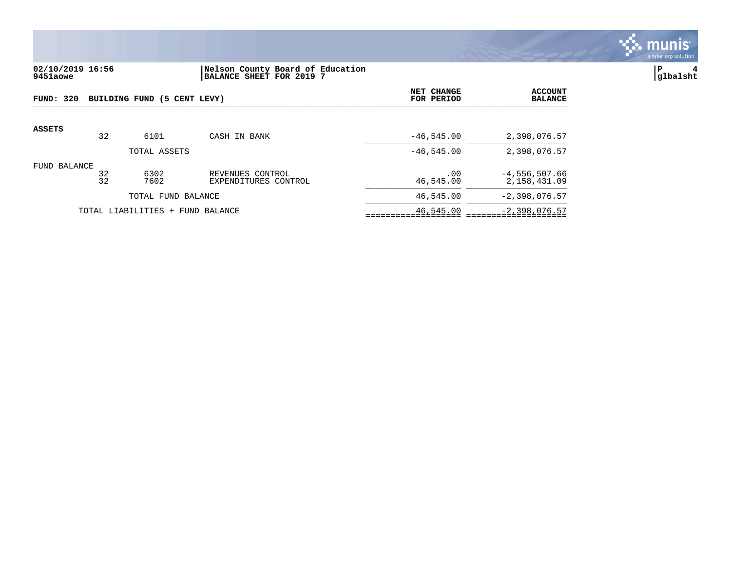02/10/2019 16:56
9451aowe

**Nelson County Board of Education**
**BALANCE SHEET FOR 2019 7**

P 4
glbalsht

| FUND: 320 BUILDING FUND (5 CENT LEVY) | | | | NET CHANGE FOR PERIOD | ACCOUNT BALANCE |
|---|---|---|---|---|---|
| **ASSETS** | | | | | |
| | 32 | 6101 | CASH IN BANK | -46,545.00 | 2,398,076.57 |
| | | TOTAL ASSETS | | -46,545.00 | 2,398,076.57 |
| FUND BALANCE | | | | | |
| | 32 | 6302 | REVENUES CONTROL | .00 | -4,556,507.66 |
| | 32 | 7602 | EXPENDITURES CONTROL | 46,545.00 | 2,158,431.09 |
| | | TOTAL FUND BALANCE | | 46,545.00 | -2,398,076.57 |
| | TOTAL LIABILITIES + FUND BALANCE | | | 46,545.00 | -2,398,076.57 |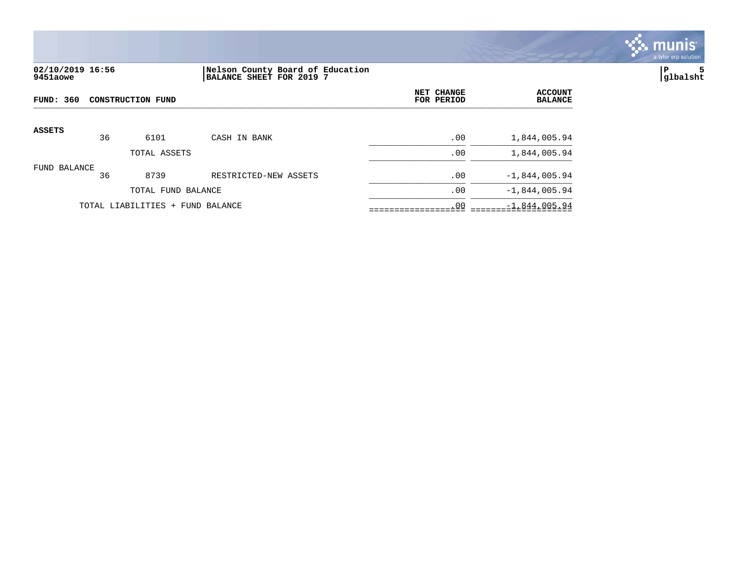02/10/2019 16:56
9451aowe

Nelson County Board of Education
BALANCE SHEET FOR 2019 7

P 5
glbalsht

**FUND: 360 CONSTRUCTION FUND**

| | | | | NET CHANGE FOR PERIOD | ACCOUNT BALANCE |
|---|---|---|---|---|---|
| **ASSETS** | | | | | |
| | 36 | 6101 | CASH IN BANK | .00 | 1,844,005.94 |
| | | TOTAL ASSETS | | .00 | 1,844,005.94 |
| FUND BALANCE | | | | | |
| | 36 | 8739 | RESTRICTED-NEW ASSETS | .00 | -1,844,005.94 |
| | | TOTAL FUND BALANCE | | .00 | -1,844,005.94 |
| | TOTAL LIABILITIES + FUND BALANCE | | | .00 | -1,844,005.94 |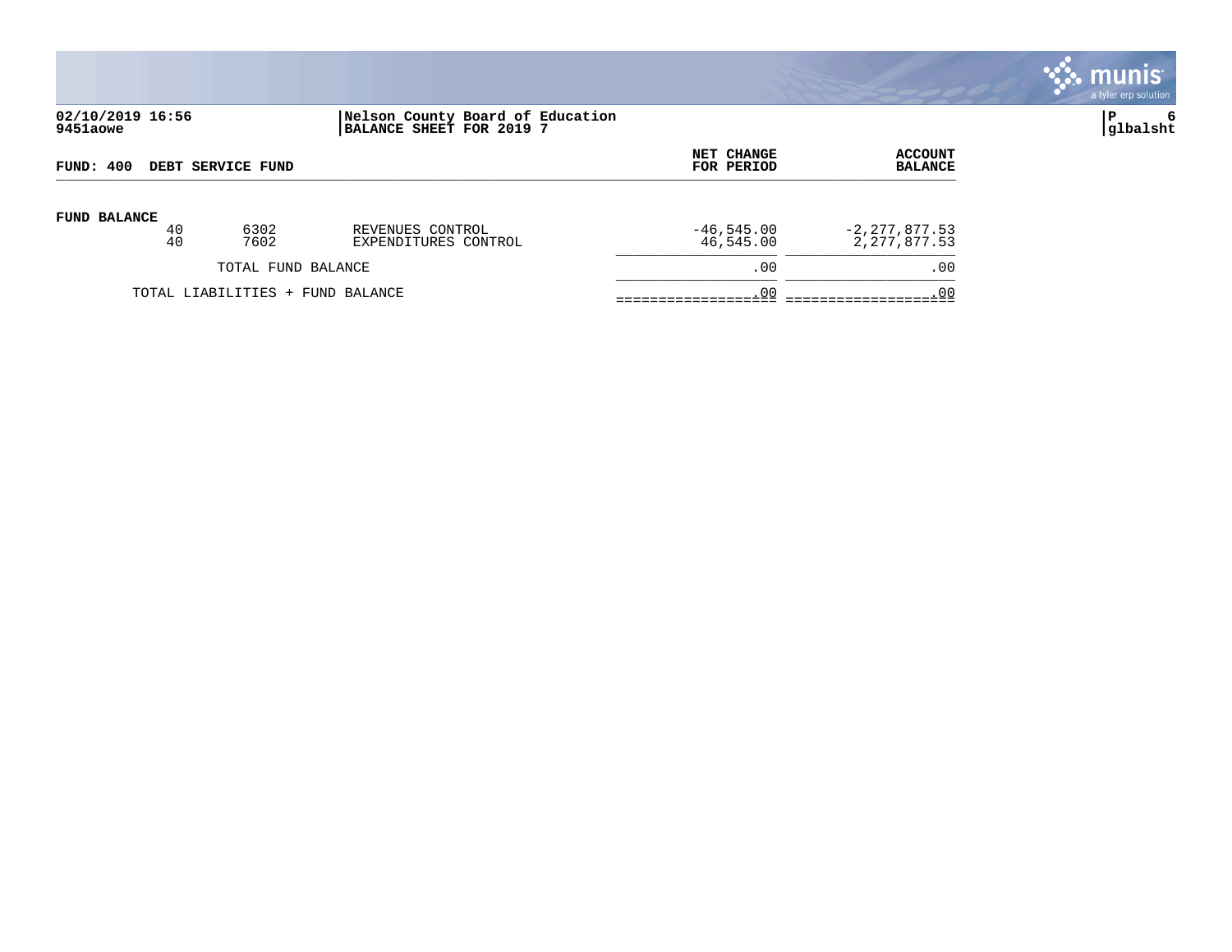**02/10/2019 16:56**
**9451aowe**

**Nelson County Board of Education**
**BALANCE SHEET FOR 2019 7**

**P 6**
**glbalsht**

| FUND: 400 DEBT SERVICE FUND | | | NET CHANGE FOR PERIOD | ACCOUNT BALANCE |
|---|---|---|---|---|
| **FUND BALANCE** | | | | |
| 40 | 6302 | REVENUES CONTROL | -46,545.00 | -2,277,877.53 |
| 40 | 7602 | EXPENDITURES CONTROL | 46,545.00 | 2,277,877.53 |
| TOTAL FUND BALANCE | | | .00 | .00 |
| TOTAL LIABILITIES + FUND BALANCE | | | .00 | .00 |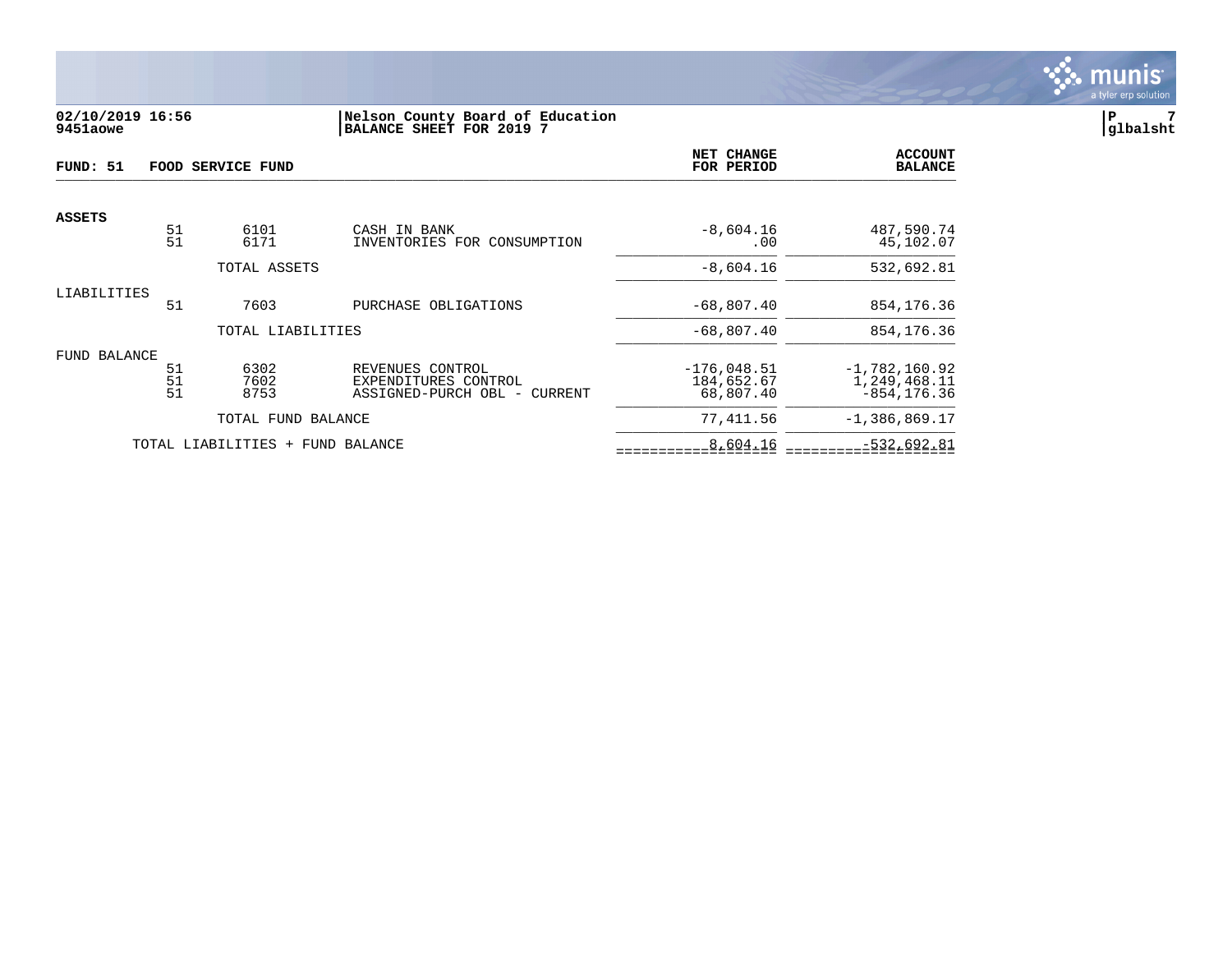**02/10/2019 16:56**
**9451aowe**

**Nelson County Board of Education**
**BALANCE SHEET FOR 2019 7**

**P 7**
**glbalsht**

**FUND: 51 FOOD SERVICE FUND**

| | | | | NET CHANGE FOR PERIOD | ACCOUNT BALANCE |
|---|---|---|---|---|---|
| **ASSETS** | | | | | |
| | 51 | 6101 | CASH IN BANK | -8,604.16 | 487,590.74 |
| | 51 | 6171 | INVENTORIES FOR CONSUMPTION | .00 | 45,102.07 |
| | | TOTAL ASSETS | | -8,604.16 | 532,692.81 |
| LIABILITIES | | | | | |
| | 51 | 7603 | PURCHASE OBLIGATIONS | -68,807.40 | 854,176.36 |
| | | TOTAL LIABILITIES | | -68,807.40 | 854,176.36 |
| FUND BALANCE | | | | | |
| | 51 | 6302 | REVENUES CONTROL | -176,048.51 | -1,782,160.92 |
| | 51 | 7602 | EXPENDITURES CONTROL | 184,652.67 | 1,249,468.11 |
| | 51 | 8753 | ASSIGNED-PURCH OBL - CURRENT | 68,807.40 | -854,176.36 |
| | | TOTAL FUND BALANCE | | 77,411.56 | -1,386,869.17 |
| | TOTAL LIABILITIES + FUND BALANCE | | | 8,604.16 | -532,692.81 |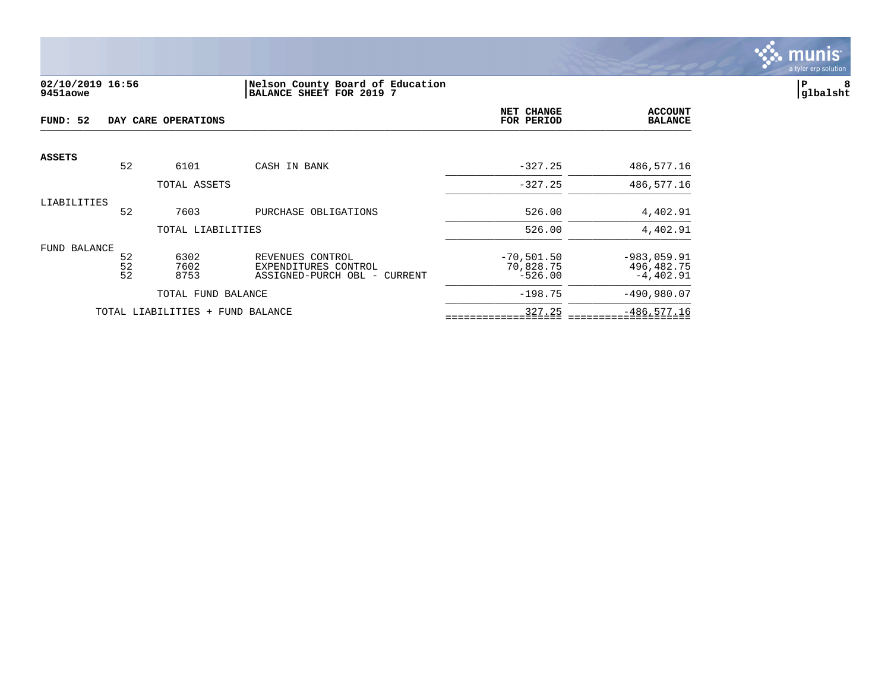02/10/2019 16:56
9451aowe

Nelson County Board of Education
BALANCE SHEET FOR 2019 7

P 8
glbalsht

| FUND: 52 | DAY CARE OPERATIONS | | | NET CHANGE FOR PERIOD | ACCOUNT BALANCE |
|---|---|---|---|---|---|
| **ASSETS** | | | | | |
| | 52 | 6101 | CASH IN BANK | -327.25 | 486,577.16 |
| | | TOTAL ASSETS | | -327.25 | 486,577.16 |
| LIABILITIES | | | | | |
| | 52 | 7603 | PURCHASE OBLIGATIONS | 526.00 | 4,402.91 |
| | | TOTAL LIABILITIES | | 526.00 | 4,402.91 |
| FUND BALANCE | | | | | |
| | 52 | 6302 | REVENUES CONTROL | -70,501.50 | -983,059.91 |
| | 52 | 7602 | EXPENDITURES CONTROL | 70,828.75 | 496,482.75 |
| | 52 | 8753 | ASSIGNED-PURCH OBL - CURRENT | -526.00 | -4,402.91 |
| | | TOTAL FUND BALANCE | | -198.75 | -490,980.07 |
| | TOTAL LIABILITIES + FUND BALANCE | | | 327.25 | -486,577.16 |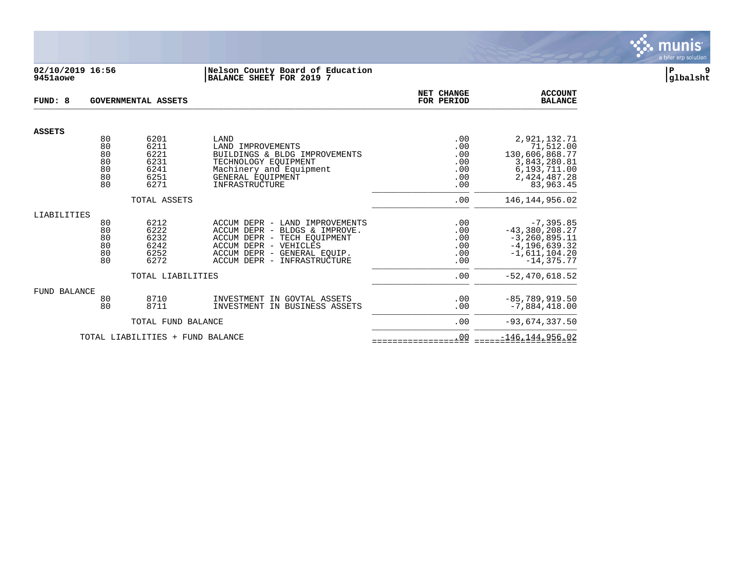**02/10/2019 16:56** | **Nelson County Board of Education**
**9451aowe** | **BALANCE SHEET FOR 2019 7**

**glbalsht**

**FUND: 8 GOVERNMENTAL ASSETS**

| | | | | NET CHANGE FOR PERIOD | ACCOUNT BALANCE |
|---|---|---|---|---|---|
| **ASSETS** | | | | | |
| | 80 | 6201 | LAND | .00 | 2,921,132.71 |
| | 80 | 6211 | LAND IMPROVEMENTS | .00 | 71,512.00 |
| | 80 | 6221 | BUILDINGS & BLDG IMPROVEMENTS | .00 | 130,606,868.77 |
| | 80 | 6231 | TECHNOLOGY EQUIPMENT | .00 | 3,843,280.81 |
| | 80 | 6241 | Machinery and Equipment | .00 | 6,193,711.00 |
| | 80 | 6251 | GENERAL EQUIPMENT | .00 | 2,424,487.28 |
| | 80 | 6271 | INFRASTRUCTURE | .00 | 83,963.45 |
| | | TOTAL ASSETS | | .00 | 146,144,956.02 |
| LIABILITIES | | | | | |
| | 80 | 6212 | ACCUM DEPR - LAND IMPROVEMENTS | .00 | -7,395.85 |
| | 80 | 6222 | ACCUM DEPR - BLDGS & IMPROVE. | .00 | -43,380,208.27 |
| | 80 | 6232 | ACCUM DEPR - TECH EQUIPMENT | .00 | -3,260,895.11 |
| | 80 | 6242 | ACCUM DEPR - VEHICLES | .00 | -4,196,639.32 |
| | 80 | 6252 | ACCUM DEPR - GENERAL EQUIP. | .00 | -1,611,104.20 |
| | 80 | 6272 | ACCUM DEPR - INFRASTRUCTURE | .00 | -14,375.77 |
| | | TOTAL LIABILITIES | | .00 | -52,470,618.52 |
| FUND BALANCE | | | | | |
| | 80 | 8710 | INVESTMENT IN GOVTAL ASSETS | .00 | -85,789,919.50 |
| | 80 | 8711 | INVESTMENT IN BUSINESS ASSETS | .00 | -7,884,418.00 |
| | | TOTAL FUND BALANCE | | .00 | -93,674,337.50 |
| | TOTAL LIABILITIES + FUND BALANCE | | | .00 | -146,144,956.02 |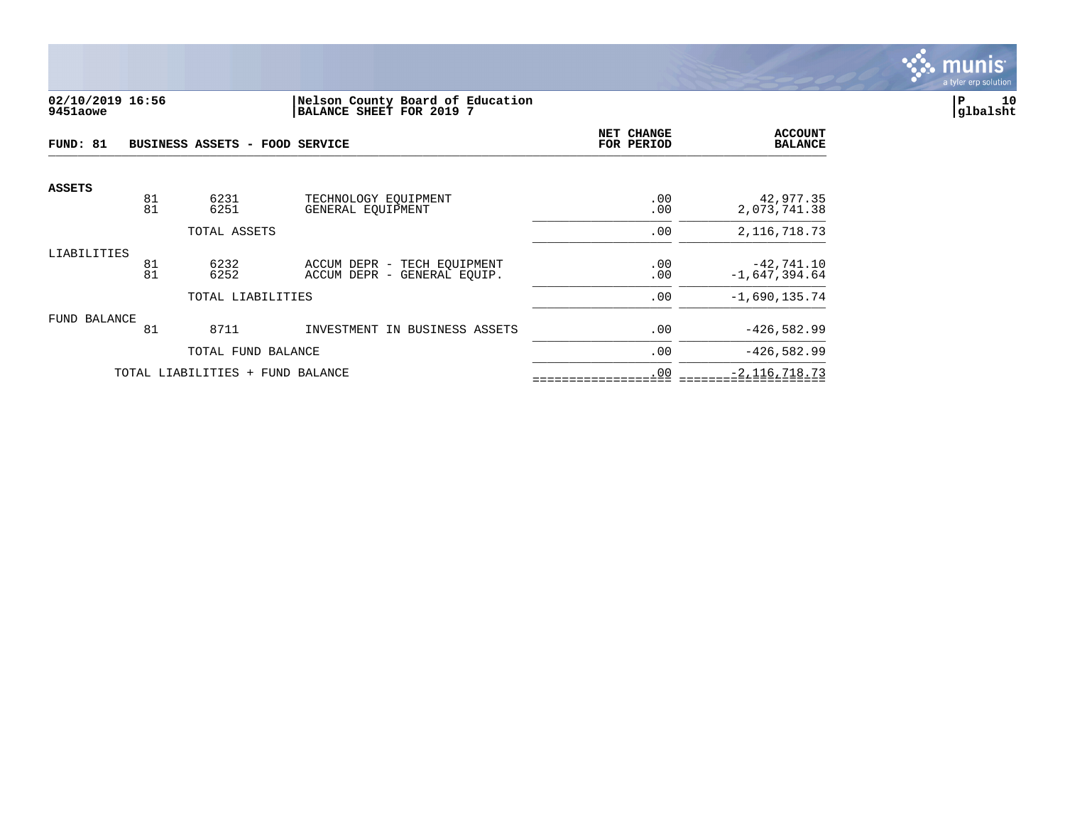**02/10/2019 16:56** | **Nelson County Board of Education**
**9451aowe** | **BALANCE SHEET FOR 2019 7**

**glbalsht**

| **FUND: 81** | **BUSINESS ASSETS - FOOD SERVICE** | | | **NET CHANGE FOR PERIOD** | **ACCOUNT BALANCE** |
|---|---|---|---|---|---|
| **ASSETS** | | | | | |
| | 81 | 6231 | TECHNOLOGY EQUIPMENT | .00 | 42,977.35 |
| | 81 | 6251 | GENERAL EQUIPMENT | .00 | 2,073,741.38 |
| | | TOTAL ASSETS | | .00 | 2,116,718.73 |
| LIABILITIES | | | | | |
| | 81 | 6232 | ACCUM DEPR - TECH EQUIPMENT | .00 | -42,741.10 |
| | 81 | 6252 | ACCUM DEPR - GENERAL EQUIP. | .00 | -1,647,394.64 |
| | | TOTAL LIABILITIES | | .00 | -1,690,135.74 |
| FUND BALANCE | | | | | |
| | 81 | 8711 | INVESTMENT IN BUSINESS ASSETS | .00 | -426,582.99 |
| | | TOTAL FUND BALANCE | | .00 | -426,582.99 |
| | TOTAL LIABILITIES + FUND BALANCE | | | .00 | -2,116,718.73 |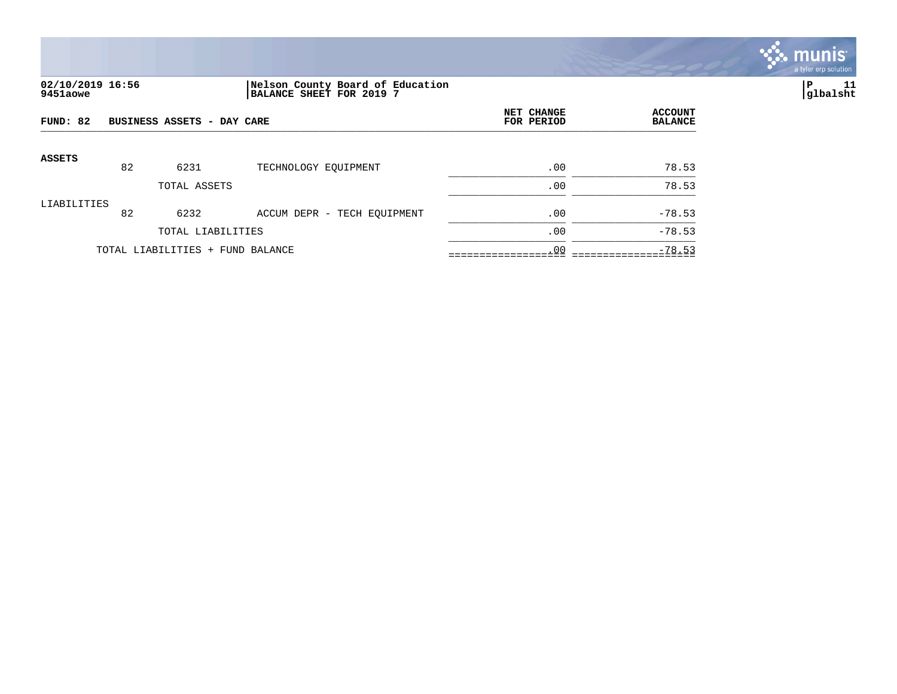02/10/2019 16:56
9451aowe

Nelson County Board of Education
BALANCE SHEET FOR 2019 7

**FUND: 82 BUSINESS ASSETS - DAY CARE**

| | | | | NET CHANGE FOR PERIOD | ACCOUNT BALANCE |
|---|---|---|---|---|---|
| **ASSETS** | | | | | |
| | 82 | 6231 | TECHNOLOGY EQUIPMENT | .00 | 78.53 |
| | | TOTAL ASSETS | | .00 | 78.53 |
| LIABILITIES | | | | | |
| | 82 | 6232 | ACCUM DEPR - TECH EQUIPMENT | .00 | -78.53 |
| | | TOTAL LIABILITIES | | .00 | -78.53 |
| | TOTAL LIABILITIES + FUND BALANCE | | | .00 | -78.53 |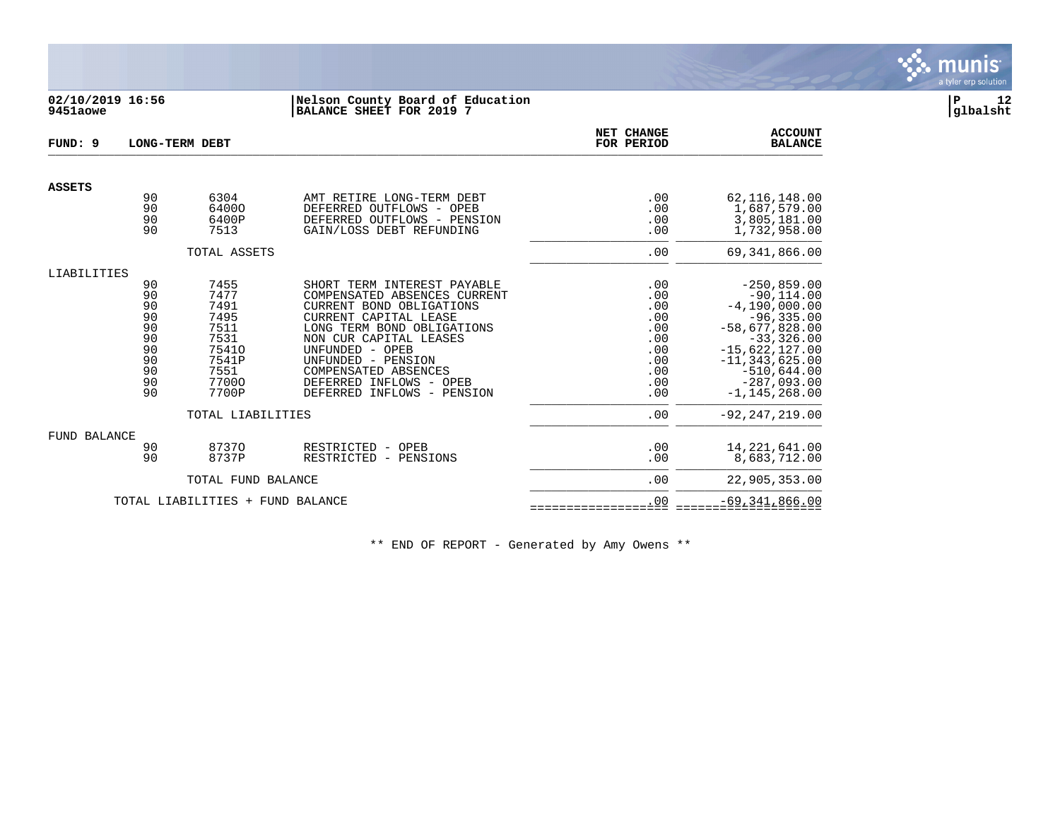02/10/2019 16:56 | Nelson County Board of Education
9451aowe | BALANCE SHEET FOR 2019 7

P 12
glbalsht

| FUND: 9 LONG-TERM DEBT | | | | NET CHANGE FOR PERIOD | ACCOUNT BALANCE |
|---|---|---|---|---|---|
| **ASSETS** | | | | | |
| | 90 | 6304 | AMT RETIRE LONG-TERM DEBT | .00 | 62,116,148.00 |
| | 90 | 6400O | DEFERRED OUTFLOWS - OPEB | .00 | 1,687,579.00 |
| | 90 | 6400P | DEFERRED OUTFLOWS - PENSION | .00 | 3,805,181.00 |
| | 90 | 7513 | GAIN/LOSS DEBT REFUNDING | .00 | 1,732,958.00 |
| | | TOTAL ASSETS | | .00 | 69,341,866.00 |
| LIABILITIES | | | | | |
| | 90 | 7455 | SHORT TERM INTEREST PAYABLE | .00 | -250,859.00 |
| | 90 | 7477 | COMPENSATED ABSENCES CURRENT | .00 | -90,114.00 |
| | 90 | 7491 | CURRENT BOND OBLIGATIONS | .00 | -4,190,000.00 |
| | 90 | 7495 | CURRENT CAPITAL LEASE | .00 | -96,335.00 |
| | 90 | 7511 | LONG TERM BOND OBLIGATIONS | .00 | -58,677,828.00 |
| | 90 | 7531 | NON CUR CAPITAL LEASES | .00 | -33,326.00 |
| | 90 | 7541O | UNFUNDED - OPEB | .00 | -15,622,127.00 |
| | 90 | 7541P | UNFUNDED - PENSION | .00 | -11,343,625.00 |
| | 90 | 7551 | COMPENSATED ABSENCES | .00 | -510,644.00 |
| | 90 | 7700O | DEFERRED INFLOWS - OPEB | .00 | -287,093.00 |
| | 90 | 7700P | DEFERRED INFLOWS - PENSION | .00 | -1,145,268.00 |
| | | TOTAL LIABILITIES | | .00 | -92,247,219.00 |
| FUND BALANCE | | | | | |
| | 90 | 8737O | RESTRICTED - OPEB | .00 | 14,221,641.00 |
| | 90 | 8737P | RESTRICTED - PENSIONS | .00 | 8,683,712.00 |
| | | TOTAL FUND BALANCE | | .00 | 22,905,353.00 |
| | TOTAL LIABILITIES + FUND BALANCE | | | .00 | -69,341,866.00 |

** END OF REPORT - Generated by Amy Owens **